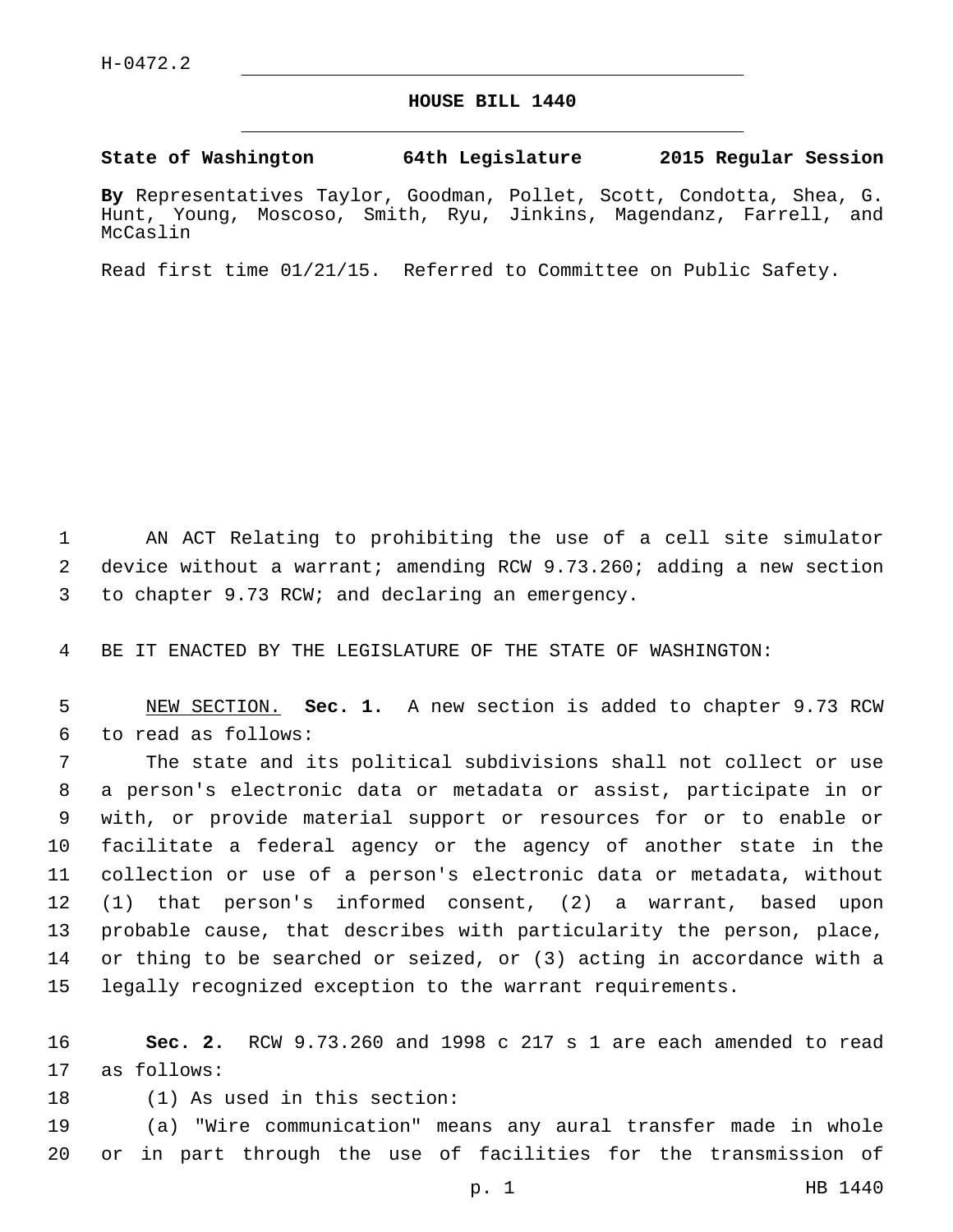H-0472.2

# HOUSE BILL 1440

**State of Washington 64th Legislature 2015 Regular Session**

**By** Representatives Taylor, Goodman, Pollet, Scott, Condotta, Shea, G. Hunt, Young, Moscoso, Smith, Ryu, Jinkins, Magendanz, Farrell, and McCaslin

Read first time 01/21/15. Referred to Committee on Public Safety.

1 AN ACT Relating to prohibiting the use of a cell site simulator
2 device without a warrant; amending RCW 9.73.260; adding a new section
3 to chapter 9.73 RCW; and declaring an emergency.

4 BE IT ENACTED BY THE LEGISLATURE OF THE STATE OF WASHINGTON:

5 NEW SECTION. **Sec. 1.** A new section is added to chapter 9.73 RCW
6 to read as follows:

7 The state and its political subdivisions shall not collect or use
8 a person's electronic data or metadata or assist, participate in or
9 with, or provide material support or resources for or to enable or
10 facilitate a federal agency or the agency of another state in the
11 collection or use of a person's electronic data or metadata, without
12 (1) that person's informed consent, (2) a warrant, based upon
13 probable cause, that describes with particularity the person, place,
14 or thing to be searched or seized, or (3) acting in accordance with a
15 legally recognized exception to the warrant requirements.

16 **Sec. 2.** RCW 9.73.260 and 1998 c 217 s 1 are each amended to read
17 as follows:

18 (1) As used in this section:

19 (a) "Wire communication" means any aural transfer made in whole
20 or in part through the use of facilities for the transmission of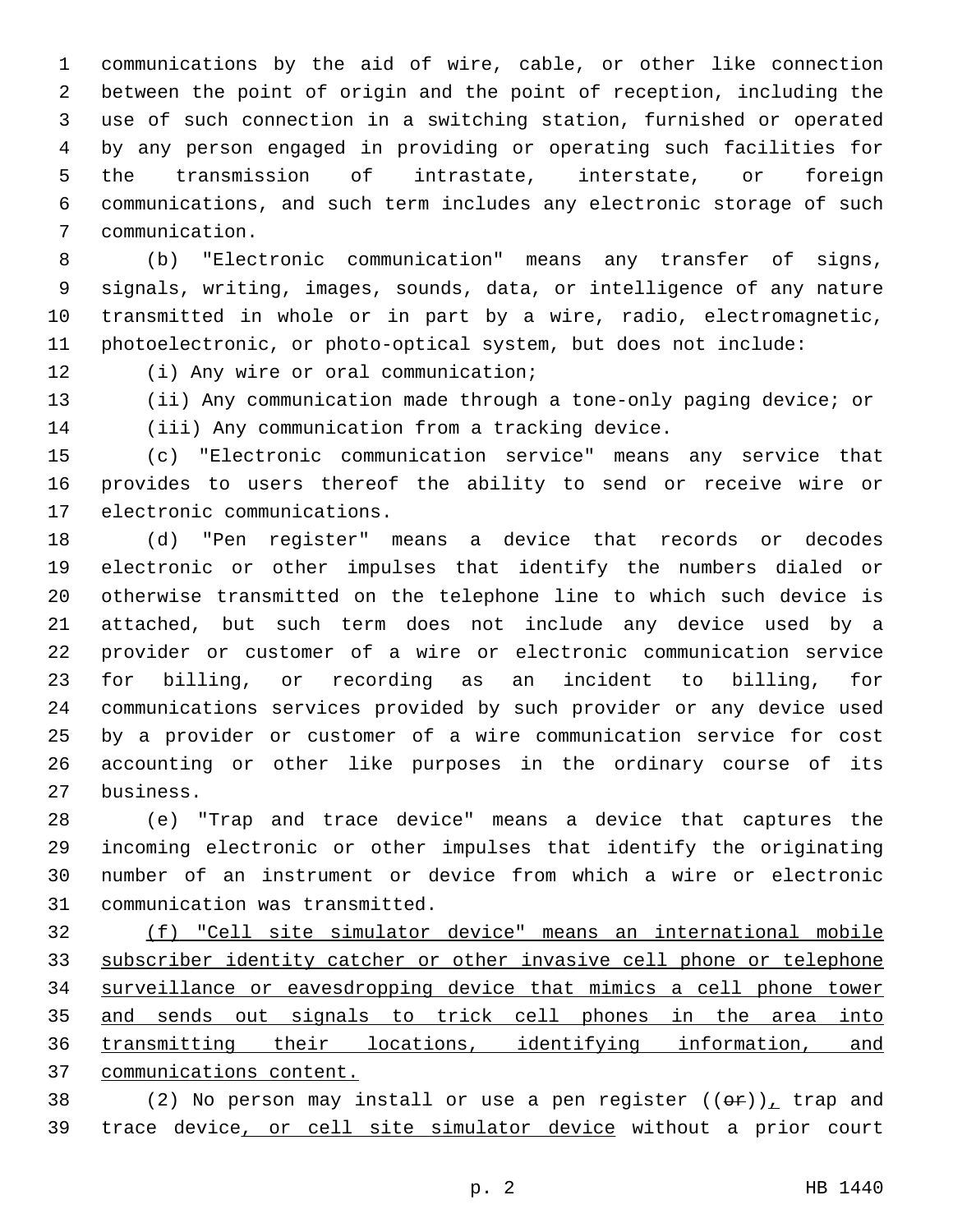communications by the aid of wire, cable, or other like connection between the point of origin and the point of reception, including the use of such connection in a switching station, furnished or operated by any person engaged in providing or operating such facilities for the transmission of intrastate, interstate, or foreign communications, and such term includes any electronic storage of such communication.

(b) "Electronic communication" means any transfer of signs, signals, writing, images, sounds, data, or intelligence of any nature transmitted in whole or in part by a wire, radio, electromagnetic, photoelectronic, or photo-optical system, but does not include:

(i) Any wire or oral communication;

(ii) Any communication made through a tone-only paging device; or

(iii) Any communication from a tracking device.

(c) "Electronic communication service" means any service that provides to users thereof the ability to send or receive wire or electronic communications.

(d) "Pen register" means a device that records or decodes electronic or other impulses that identify the numbers dialed or otherwise transmitted on the telephone line to which such device is attached, but such term does not include any device used by a provider or customer of a wire or electronic communication service for billing, or recording as an incident to billing, for communications services provided by such provider or any device used by a provider or customer of a wire communication service for cost accounting or other like purposes in the ordinary course of its business.

(e) "Trap and trace device" means a device that captures the incoming electronic or other impulses that identify the originating number of an instrument or device from which a wire or electronic communication was transmitted.

<u>(f) "Cell site simulator device" means an international mobile subscriber identity catcher or other invasive cell phone or telephone surveillance or eavesdropping device that mimics a cell phone tower and sends out signals to trick cell phones in the area into transmitting their locations, identifying information, and communications content.</u>

(2) No person may install or use a pen register ((~~or~~))<u>,</u> trap and trace device<u>, or cell site simulator device</u> without a prior court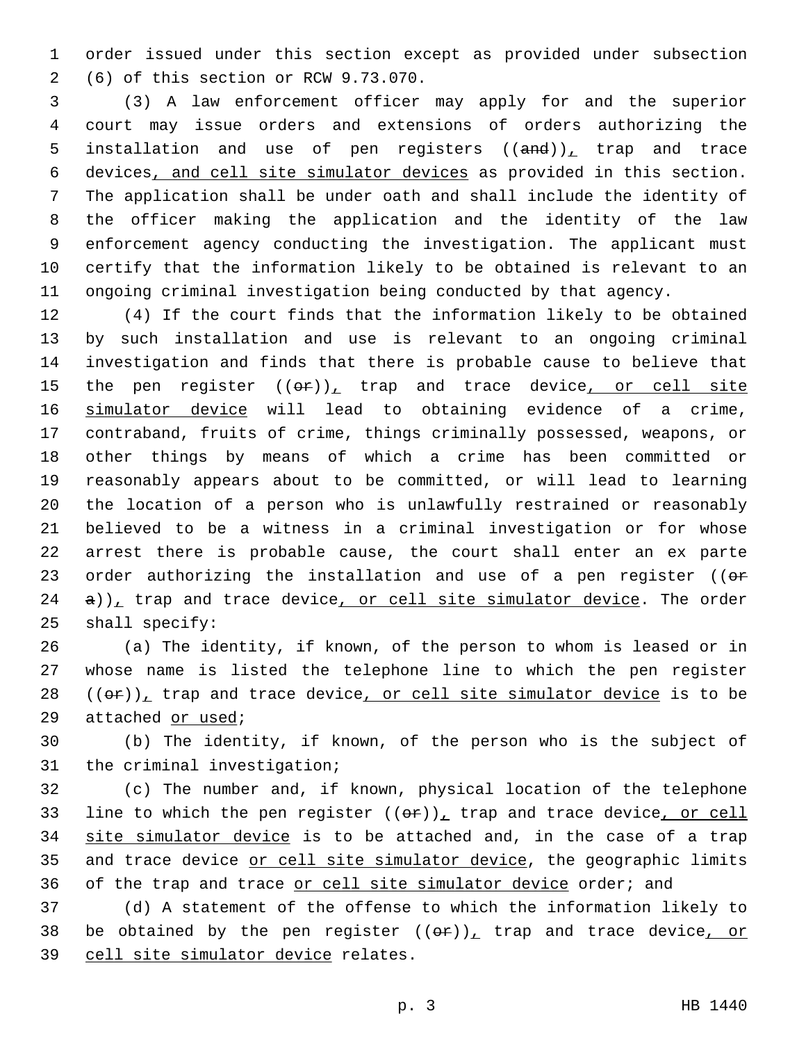order issued under this section except as provided under subsection (6) of this section or RCW 9.73.070.

(3) A law enforcement officer may apply for and the superior court may issue orders and extensions of orders authorizing the installation and use of pen registers ((~~and~~)), trap and trace devices, and cell site simulator devices as provided in this section. The application shall be under oath and shall include the identity of the officer making the application and the identity of the law enforcement agency conducting the investigation. The applicant must certify that the information likely to be obtained is relevant to an ongoing criminal investigation being conducted by that agency.

(4) If the court finds that the information likely to be obtained by such installation and use is relevant to an ongoing criminal investigation and finds that there is probable cause to believe that the pen register ((~~or~~)), trap and trace device, or cell site simulator device will lead to obtaining evidence of a crime, contraband, fruits of crime, things criminally possessed, weapons, or other things by means of which a crime has been committed or reasonably appears about to be committed, or will lead to learning the location of a person who is unlawfully restrained or reasonably believed to be a witness in a criminal investigation or for whose arrest there is probable cause, the court shall enter an ex parte order authorizing the installation and use of a pen register ((~~or a~~)), trap and trace device, or cell site simulator device. The order shall specify:

(a) The identity, if known, of the person to whom is leased or in whose name is listed the telephone line to which the pen register ((~~or~~)), trap and trace device, or cell site simulator device is to be attached or used;

(b) The identity, if known, of the person who is the subject of the criminal investigation;

(c) The number and, if known, physical location of the telephone line to which the pen register ((~~or~~)), trap and trace device, or cell site simulator device is to be attached and, in the case of a trap and trace device or cell site simulator device, the geographic limits of the trap and trace or cell site simulator device order; and

(d) A statement of the offense to which the information likely to be obtained by the pen register ((~~or~~)), trap and trace device, or cell site simulator device relates.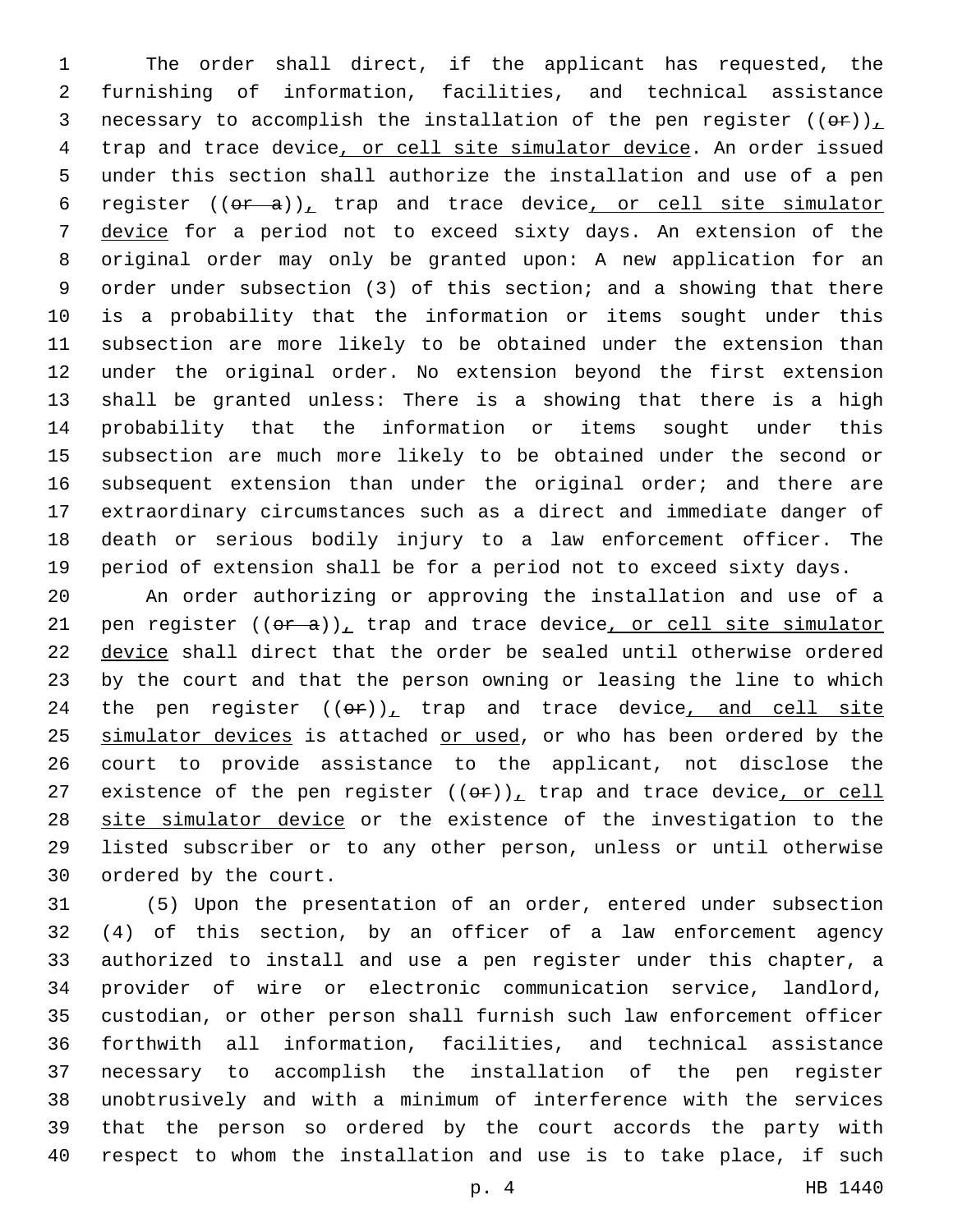The order shall direct, if the applicant has requested, the furnishing of information, facilities, and technical assistance necessary to accomplish the installation of the pen register ((~~or~~)), trap and trace device, or cell site simulator device. An order issued under this section shall authorize the installation and use of a pen register ((~~or a~~)), trap and trace device, or cell site simulator device for a period not to exceed sixty days. An extension of the original order may only be granted upon: A new application for an order under subsection (3) of this section; and a showing that there is a probability that the information or items sought under this subsection are more likely to be obtained under the extension than under the original order. No extension beyond the first extension shall be granted unless: There is a showing that there is a high probability that the information or items sought under this subsection are much more likely to be obtained under the second or subsequent extension than under the original order; and there are extraordinary circumstances such as a direct and immediate danger of death or serious bodily injury to a law enforcement officer. The period of extension shall be for a period not to exceed sixty days.

An order authorizing or approving the installation and use of a pen register ((~~or a~~)), trap and trace device, or cell site simulator device shall direct that the order be sealed until otherwise ordered by the court and that the person owning or leasing the line to which the pen register ((~~or~~)), trap and trace device, and cell site simulator devices is attached or used, or who has been ordered by the court to provide assistance to the applicant, not disclose the existence of the pen register ((~~or~~)), trap and trace device, or cell site simulator device or the existence of the investigation to the listed subscriber or to any other person, unless or until otherwise ordered by the court.

(5) Upon the presentation of an order, entered under subsection (4) of this section, by an officer of a law enforcement agency authorized to install and use a pen register under this chapter, a provider of wire or electronic communication service, landlord, custodian, or other person shall furnish such law enforcement officer forthwith all information, facilities, and technical assistance necessary to accomplish the installation of the pen register unobtrusively and with a minimum of interference with the services that the person so ordered by the court accords the party with respect to whom the installation and use is to take place, if such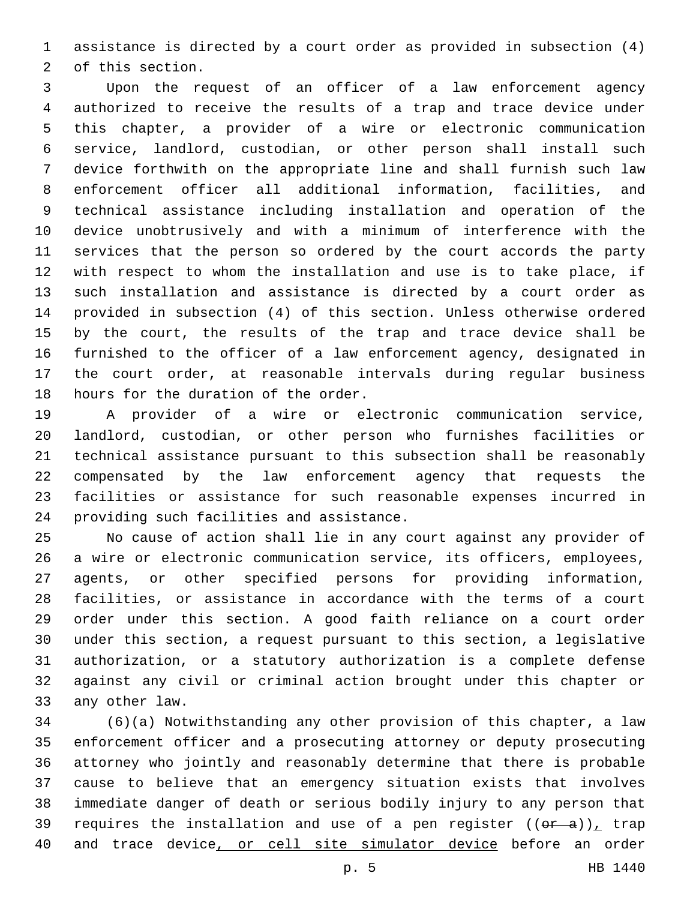assistance is directed by a court order as provided in subsection (4) of this section.

Upon the request of an officer of a law enforcement agency authorized to receive the results of a trap and trace device under this chapter, a provider of a wire or electronic communication service, landlord, custodian, or other person shall install such device forthwith on the appropriate line and shall furnish such law enforcement officer all additional information, facilities, and technical assistance including installation and operation of the device unobtrusively and with a minimum of interference with the services that the person so ordered by the court accords the party with respect to whom the installation and use is to take place, if such installation and assistance is directed by a court order as provided in subsection (4) of this section. Unless otherwise ordered by the court, the results of the trap and trace device shall be furnished to the officer of a law enforcement agency, designated in the court order, at reasonable intervals during regular business hours for the duration of the order.

A provider of a wire or electronic communication service, landlord, custodian, or other person who furnishes facilities or technical assistance pursuant to this subsection shall be reasonably compensated by the law enforcement agency that requests the facilities or assistance for such reasonable expenses incurred in providing such facilities and assistance.

No cause of action shall lie in any court against any provider of a wire or electronic communication service, its officers, employees, agents, or other specified persons for providing information, facilities, or assistance in accordance with the terms of a court order under this section. A good faith reliance on a court order under this section, a request pursuant to this section, a legislative authorization, or a statutory authorization is a complete defense against any civil or criminal action brought under this chapter or any other law.

(6)(a) Notwithstanding any other provision of this chapter, a law enforcement officer and a prosecuting attorney or deputy prosecuting attorney who jointly and reasonably determine that there is probable cause to believe that an emergency situation exists that involves immediate danger of death or serious bodily injury to any person that requires the installation and use of a pen register ((~~or a~~)), trap and trace device, or cell site simulator device before an order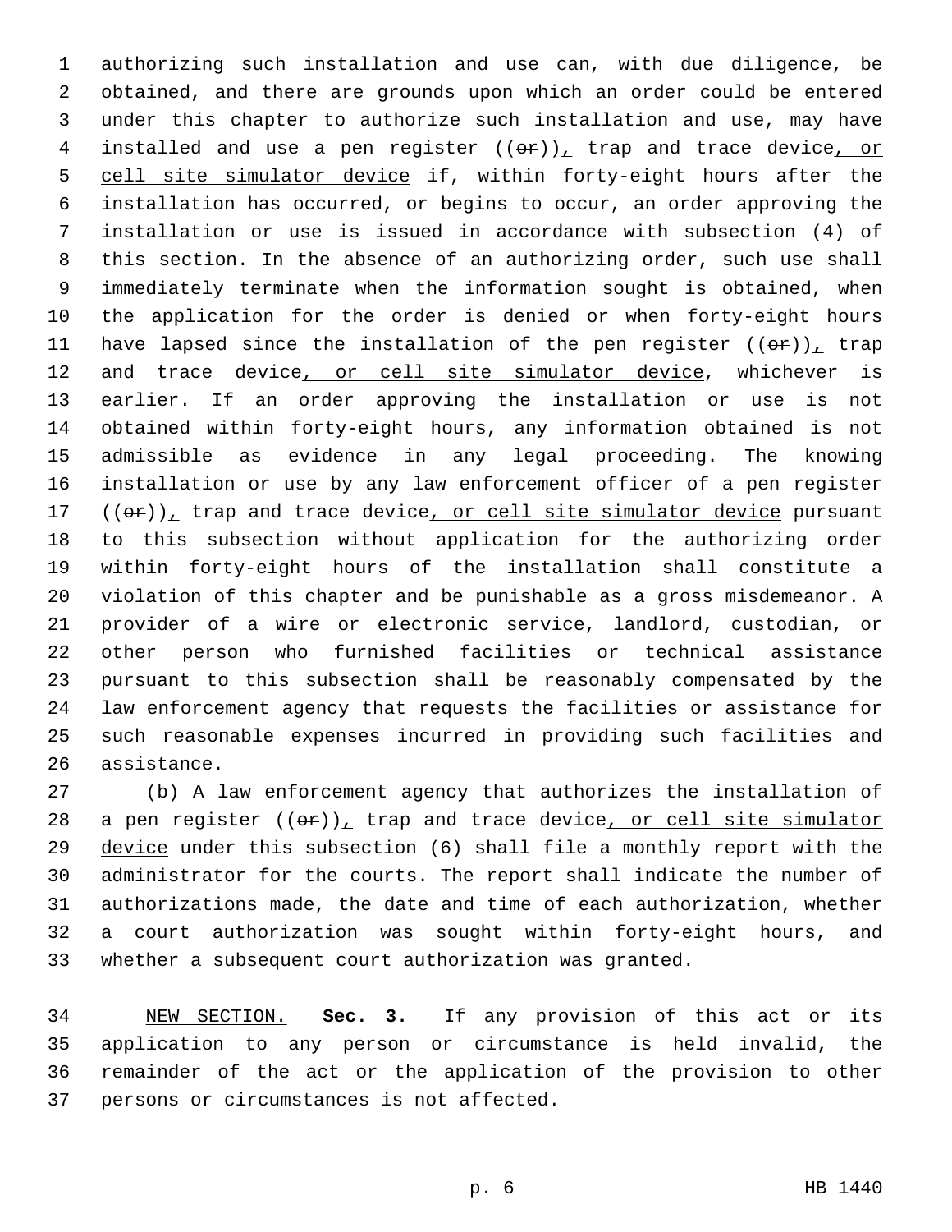authorizing such installation and use can, with due diligence, be obtained, and there are grounds upon which an order could be entered under this chapter to authorize such installation and use, may have installed and use a pen register ((~~or~~)), trap and trace device, or cell site simulator device if, within forty-eight hours after the installation has occurred, or begins to occur, an order approving the installation or use is issued in accordance with subsection (4) of this section. In the absence of an authorizing order, such use shall immediately terminate when the information sought is obtained, when the application for the order is denied or when forty-eight hours have lapsed since the installation of the pen register ((~~or~~)), trap and trace device, or cell site simulator device, whichever is earlier. If an order approving the installation or use is not obtained within forty-eight hours, any information obtained is not admissible as evidence in any legal proceeding. The knowing installation or use by any law enforcement officer of a pen register ((~~or~~)), trap and trace device, or cell site simulator device pursuant to this subsection without application for the authorizing order within forty-eight hours of the installation shall constitute a violation of this chapter and be punishable as a gross misdemeanor. A provider of a wire or electronic service, landlord, custodian, or other person who furnished facilities or technical assistance pursuant to this subsection shall be reasonably compensated by the law enforcement agency that requests the facilities or assistance for such reasonable expenses incurred in providing such facilities and assistance.

(b) A law enforcement agency that authorizes the installation of a pen register ((~~or~~)), trap and trace device, or cell site simulator device under this subsection (6) shall file a monthly report with the administrator for the courts. The report shall indicate the number of authorizations made, the date and time of each authorization, whether a court authorization was sought within forty-eight hours, and whether a subsequent court authorization was granted.

NEW SECTION. **Sec. 3.** If any provision of this act or its application to any person or circumstance is held invalid, the remainder of the act or the application of the provision to other persons or circumstances is not affected.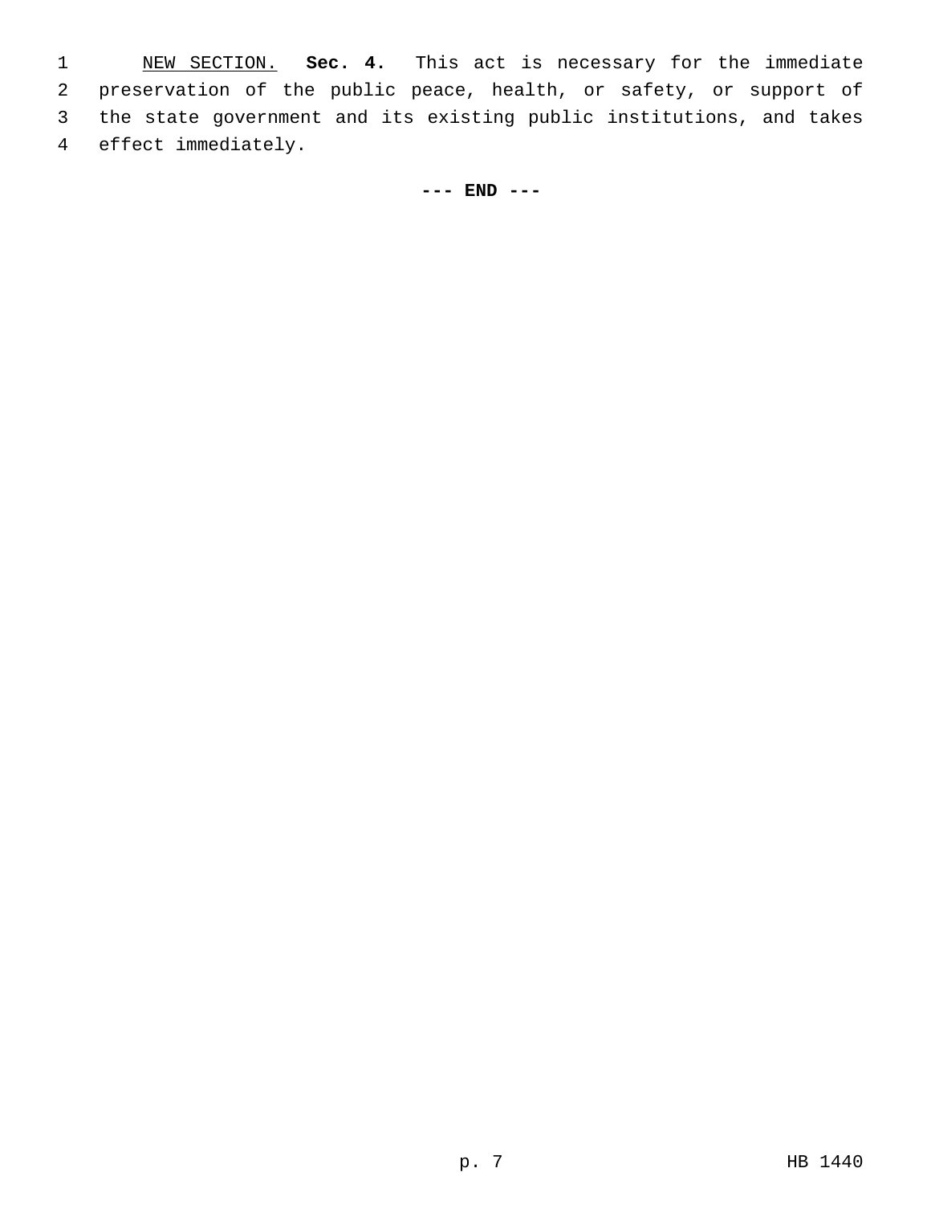NEW SECTION. **Sec. 4.** This act is necessary for the immediate preservation of the public peace, health, or safety, or support of the state government and its existing public institutions, and takes effect immediately.

**--- END ---**